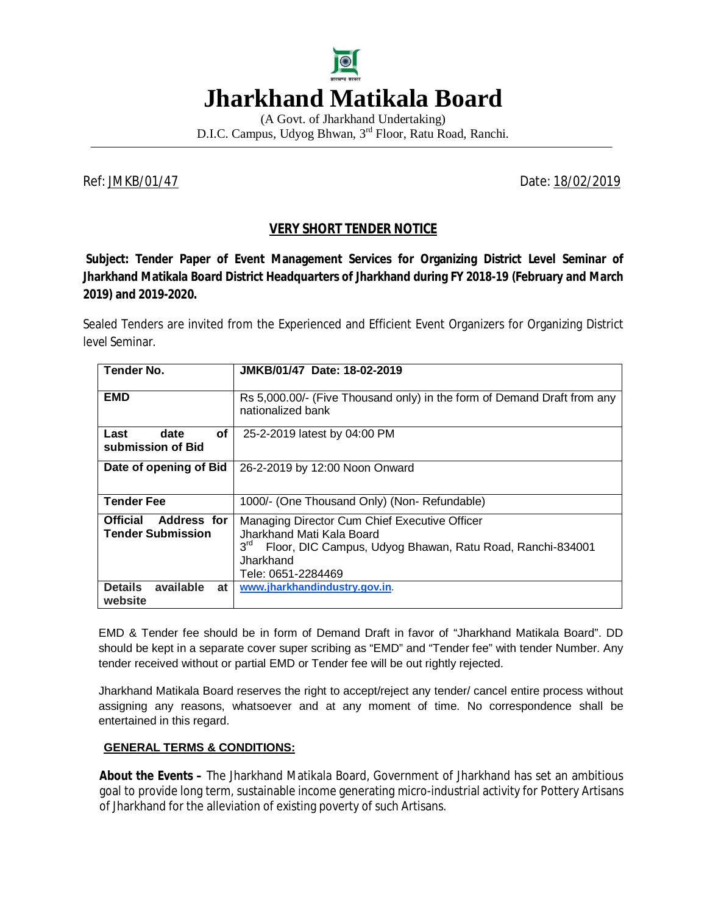# Jharkhand Matikala Board

(A Govt. of Jharkhand Undertaking)
D.I.C. Campus, Udyog Bhwan, 3rd Floor, Ratu Road, Ranchi.

Ref: JMKB/01/47 Date: 18/02/2019

## VERY SHORT TENDER NOTICE

**Subject: Tender Paper of Event Management Services for Organizing District Level Seminar of Jharkhand Matikala Board District Headquarters of Jharkhand during FY 2018-19 (February and March 2019) and 2019-2020.**

Sealed Tenders are invited from the Experienced and Efficient Event Organizers for Organizing District level Seminar.

| **Tender No.** | **JMKB/01/47 Date: 18-02-2019** |
|---|---|
| **EMD** | Rs 5,000.00/- (Five Thousand only) in the form of Demand Draft from any nationalized bank |
| **Last date of submission of Bid** | 25-2-2019 latest by 04:00 PM |
| **Date of opening of Bid** | 26-2-2019 by 12:00 Noon Onward |
| **Tender Fee** | 1000/- (One Thousand Only) (Non- Refundable) |
| **Official Address for Tender Submission** | Managing Director Cum Chief Executive Officer<br>Jharkhand Mati Kala Board<br>3rd Floor, DIC Campus, Udyog Bhawan, Ratu Road, Ranchi-834001<br>Jharkhand<br>Tele: 0651-2284469 |
| **Details available at website** | www.jharkhandindustry.gov.in. |

EMD & Tender fee should be in form of Demand Draft in favor of "Jharkhand Matikala Board". DD should be kept in a separate cover super scribing as "EMD" and "Tender fee" with tender Number. Any tender received without or partial EMD or Tender fee will be out rightly rejected.

Jharkhand Matikala Board reserves the right to accept/reject any tender/ cancel entire process without assigning any reasons, whatsoever and at any moment of time. No correspondence shall be entertained in this regard.

### GENERAL TERMS & CONDITIONS:

**About the Events –** The Jharkhand Matikala Board, Government of Jharkhand has set an ambitious goal to provide long term, sustainable income generating micro-industrial activity for Pottery Artisans of Jharkhand for the alleviation of existing poverty of such Artisans.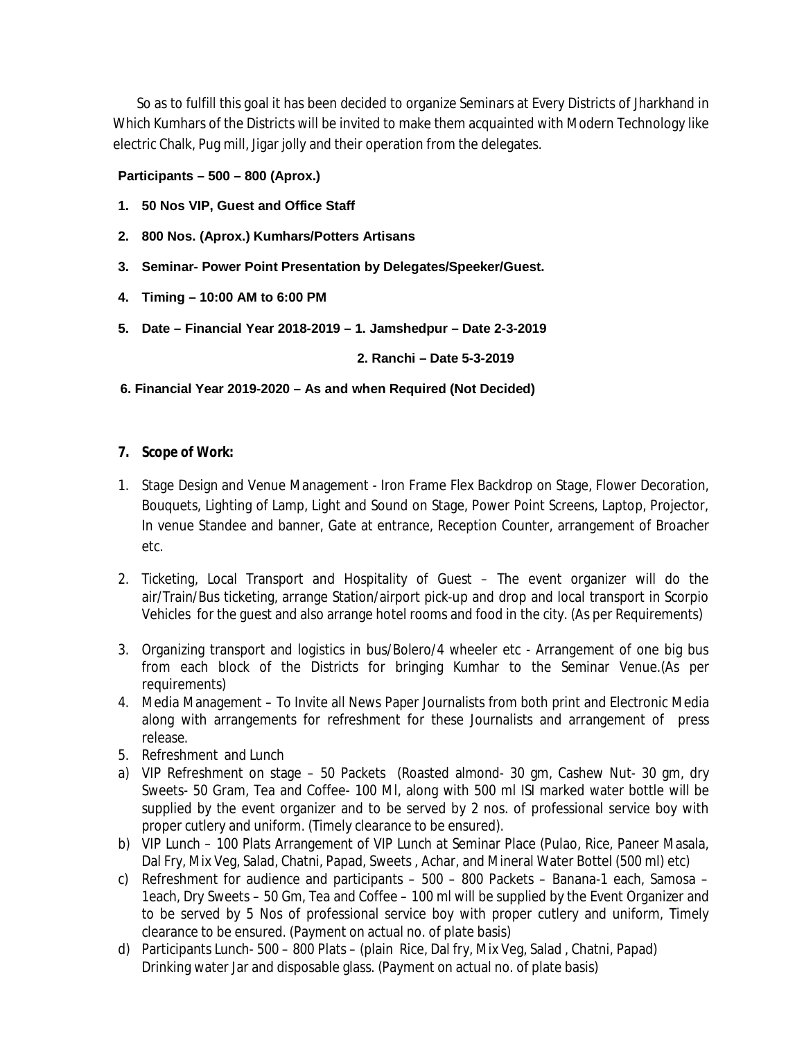So as to fulfill this goal it has been decided to organize Seminars at Every Districts of Jharkhand in Which Kumhars of the Districts will be invited to make them acquainted with Modern Technology like electric Chalk, Pug mill, Jigar jolly and their operation from the delegates.

**Participants – 500 – 800 (Aprox.)**

1. **50 Nos VIP, Guest and Office Staff**
2. **800 Nos. (Aprox.) Kumhars/Potters Artisans**
3. **Seminar- Power Point Presentation by Delegates/Speeker/Guest.**
4. **Timing – 10:00 AM to 6:00 PM**
5. **Date – Financial Year 2018-2019 – 1. Jamshedpur – Date 2-3-2019**

   **2. Ranchi – Date 5-3-2019**

6. **Financial Year 2019-2020 – As and when Required (Not Decided)**

7. **Scope of Work:**

1. Stage Design and Venue Management - Iron Frame Flex Backdrop on Stage, Flower Decoration, Bouquets, Lighting of Lamp, Light and Sound on Stage, Power Point Screens, Laptop, Projector, In venue Standee and banner, Gate at entrance, Reception Counter, arrangement of Broacher etc.
2. Ticketing, Local Transport and Hospitality of Guest – The event organizer will do the air/Train/Bus ticketing, arrange Station/airport pick-up and drop and local transport in Scorpio Vehicles for the guest and also arrange hotel rooms and food in the city. (As per Requirements)
3. Organizing transport and logistics in bus/Bolero/4 wheeler etc - Arrangement of one big bus from each block of the Districts for bringing Kumhar to the Seminar Venue.(As per requirements)
4. Media Management – To Invite all News Paper Journalists from both print and Electronic Media along with arrangements for refreshment for these Journalists and arrangement of press release.
5. Refreshment and Lunch

a) VIP Refreshment on stage – 50 Packets (Roasted almond- 30 gm, Cashew Nut- 30 gm, dry Sweets- 50 Gram, Tea and Coffee- 100 Ml, along with 500 ml ISI marked water bottle will be supplied by the event organizer and to be served by 2 nos. of professional service boy with proper cutlery and uniform. (Timely clearance to be ensured).

b) VIP Lunch – 100 Plats Arrangement of VIP Lunch at Seminar Place (Pulao, Rice, Paneer Masala, Dal Fry, Mix Veg, Salad, Chatni, Papad, Sweets , Achar, and Mineral Water Bottel (500 ml) etc)

c) Refreshment for audience and participants – 500 – 800 Packets – Banana-1 each, Samosa – 1each, Dry Sweets – 50 Gm, Tea and Coffee – 100 ml will be supplied by the Event Organizer and to be served by 5 Nos of professional service boy with proper cutlery and uniform, Timely clearance to be ensured. (Payment on actual no. of plate basis)

d) Participants Lunch- 500 – 800 Plats – (plain Rice, Dal fry, Mix Veg, Salad , Chatni, Papad) Drinking water Jar and disposable glass. (Payment on actual no. of plate basis)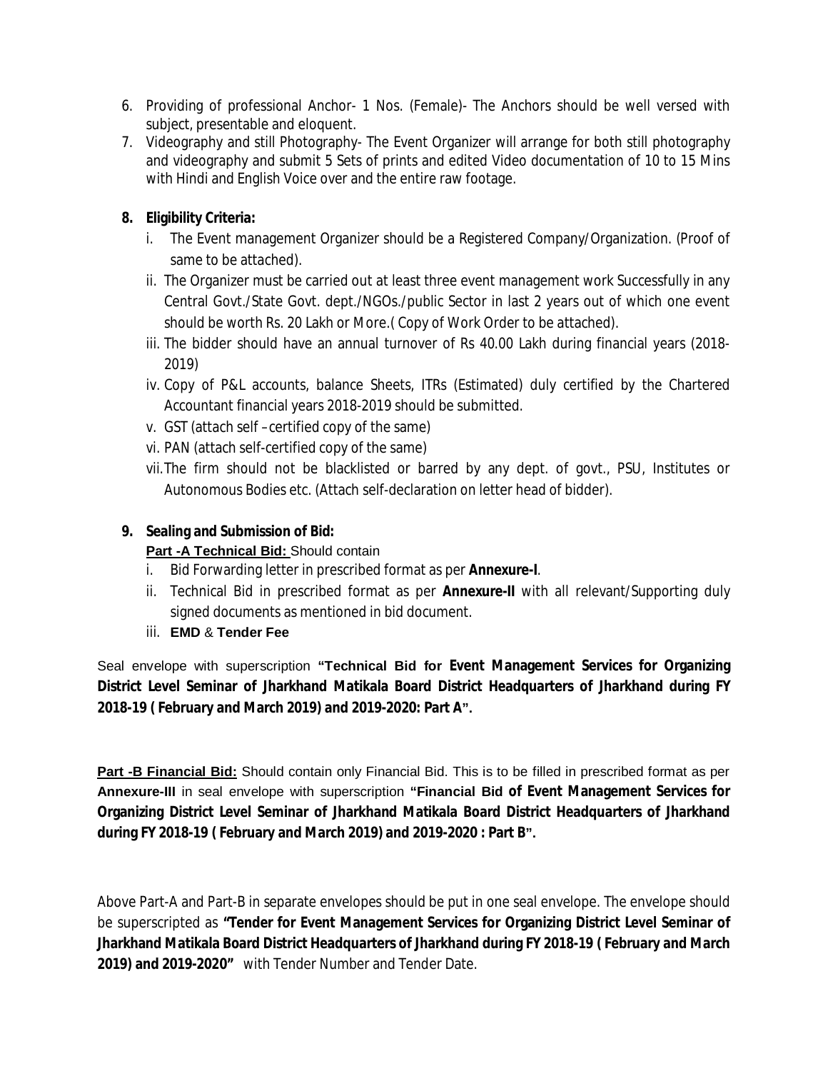6. Providing of professional Anchor- 1 Nos. (Female)- The Anchors should be well versed with subject, presentable and eloquent.
7. Videography and still Photography- The Event Organizer will arrange for both still photography and videography and submit 5 Sets of prints and edited Video documentation of 10 to 15 Mins with Hindi and English Voice over and the entire raw footage.

8. **Eligibility Criteria:**
   i. The Event management Organizer should be a Registered Company/Organization. (Proof of same to be attached).
   ii. The Organizer must be carried out at least three event management work Successfully in any Central Govt./State Govt. dept./NGOs./public Sector in last 2 years out of which one event should be worth Rs. 20 Lakh or More.( Copy of Work Order to be attached).
   iii. The bidder should have an annual turnover of Rs 40.00 Lakh during financial years (2018-2019)
   iv. Copy of P&L accounts, balance Sheets, ITRs (Estimated) duly certified by the Chartered Accountant financial years 2018-2019 should be submitted.
   v. GST (attach self –certified copy of the same)
   vi. PAN (attach self-certified copy of the same)
   vii. The firm should not be blacklisted or barred by any dept. of govt., PSU, Institutes or Autonomous Bodies etc. (Attach self-declaration on letter head of bidder).

9. **Sealing and Submission of Bid:**

   **Part -A Technical Bid:** Should contain
   i. Bid Forwarding letter in prescribed format as per **Annexure-I**.
   ii. Technical Bid in prescribed format as per **Annexure-II** with all relevant/Supporting duly signed documents as mentioned in bid document.
   iii. **EMD** & **Tender Fee**

Seal envelope with superscription **"Technical Bid for Event Management Services for Organizing District Level Seminar of Jharkhand Matikala Board District Headquarters of Jharkhand during FY 2018-19 ( February and March 2019) and 2019-2020: Part A".**

**Part -B Financial Bid:** Should contain only Financial Bid. This is to be filled in prescribed format as per **Annexure-III** in seal envelope with superscription **"Financial Bid of Event Management Services for Organizing District Level Seminar of Jharkhand Matikala Board District Headquarters of Jharkhand during FY 2018-19 ( February and March 2019) and 2019-2020 : Part B".**

Above Part-A and Part-B in separate envelopes should be put in one seal envelope. The envelope should be superscripted as **"Tender for Event Management Services for Organizing District Level Seminar of Jharkhand Matikala Board District Headquarters of Jharkhand during FY 2018-19 ( February and March 2019) and 2019-2020"** with Tender Number and Tender Date.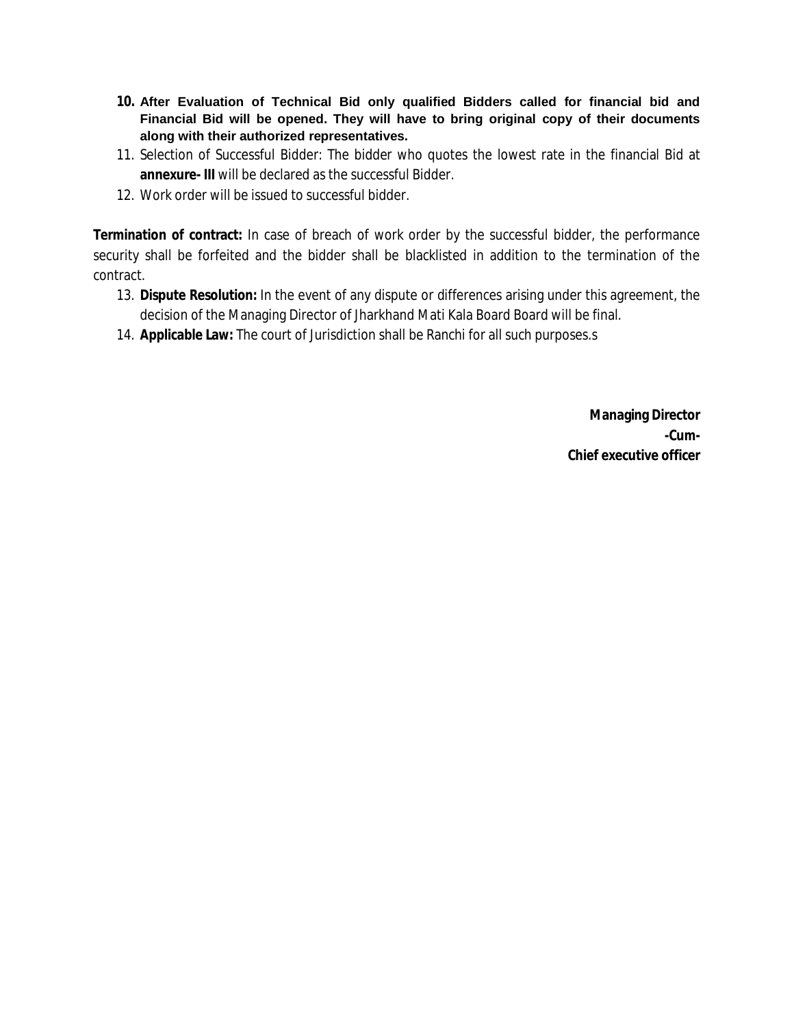10. **After Evaluation of Technical Bid only qualified Bidders called for financial bid and Financial Bid will be opened. They will have to bring original copy of their documents along with their authorized representatives.**
11. Selection of Successful Bidder: The bidder who quotes the lowest rate in the financial Bid at **annexure- III** will be declared as the successful Bidder.
12. Work order will be issued to successful bidder.

**Termination of contract:** In case of breach of work order by the successful bidder, the performance security shall be forfeited and the bidder shall be blacklisted in addition to the termination of the contract.

13. **Dispute Resolution:** In the event of any dispute or differences arising under this agreement, the decision of the Managing Director of Jharkhand Mati Kala Board Board will be final.
14. **Applicable Law:** The court of Jurisdiction shall be Ranchi for all such purposes.s

**Managing Director**
**-Cum-**
**Chief executive officer**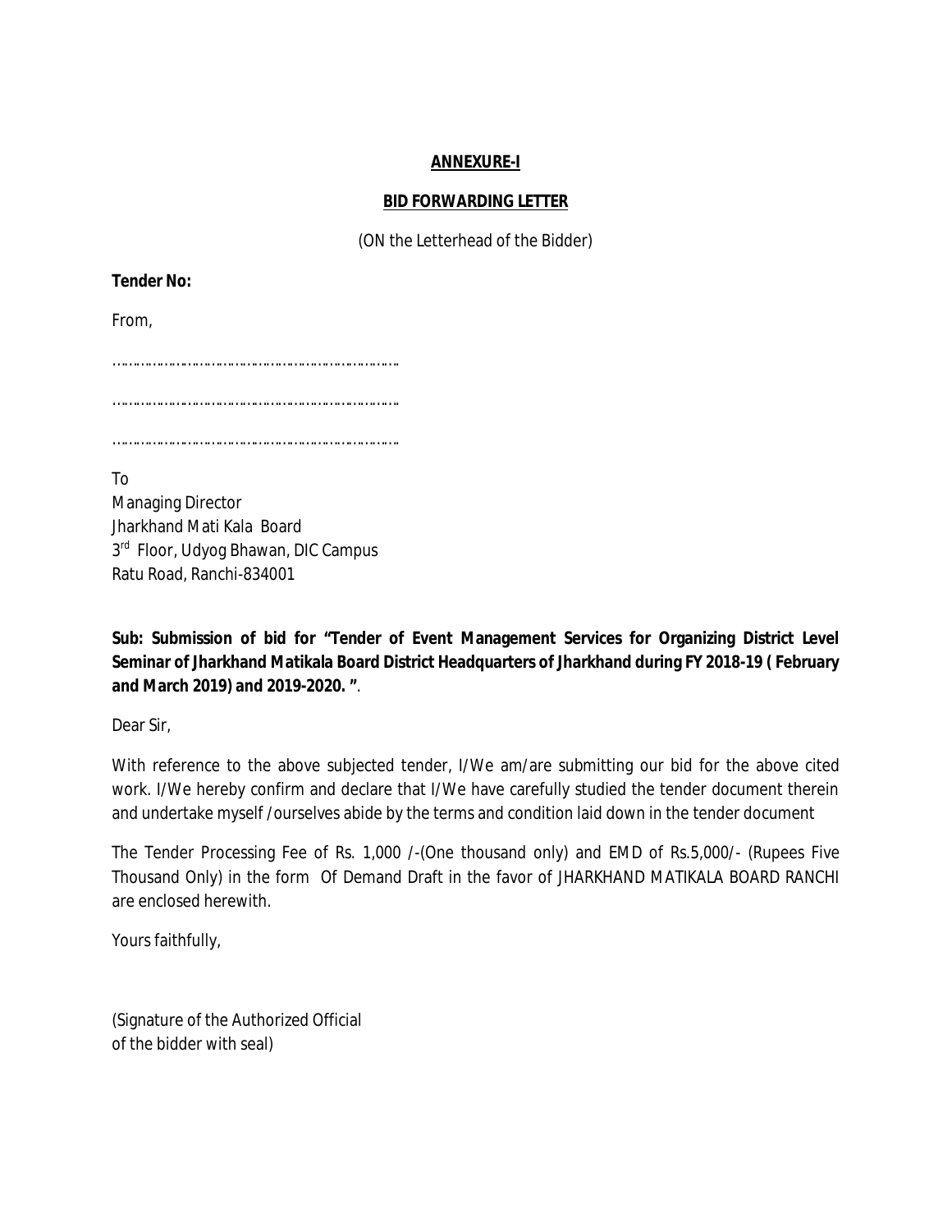**ANNEXURE-I**

**BID FORWARDING LETTER**

(ON the Letterhead of the Bidder)

**Tender No:**

From,

……………………………………………………………

……………………………………………………………

……………………………………………………………

To
Managing Director
Jharkhand Mati Kala Board
3rd Floor, Udyog Bhawan, DIC Campus
Ratu Road, Ranchi-834001

**Sub: Submission of bid for "Tender of Event Management Services for Organizing District Level Seminar of Jharkhand Matikala Board District Headquarters of Jharkhand during FY 2018-19 ( February and March 2019) and 2019-2020. "**.

Dear Sir,

With reference to the above subjected tender, I/We am/are submitting our bid for the above cited work. I/We hereby confirm and declare that I/We have carefully studied the tender document therein and undertake myself /ourselves abide by the terms and condition laid down in the tender document

The Tender Processing Fee of Rs. 1,000 /-(One thousand only) and EMD of Rs.5,000/- (Rupees Five Thousand Only) in the form Of Demand Draft in the favor of JHARKHAND MATIKALA BOARD RANCHI are enclosed herewith.

Yours faithfully,

(Signature of the Authorized Official
of the bidder with seal)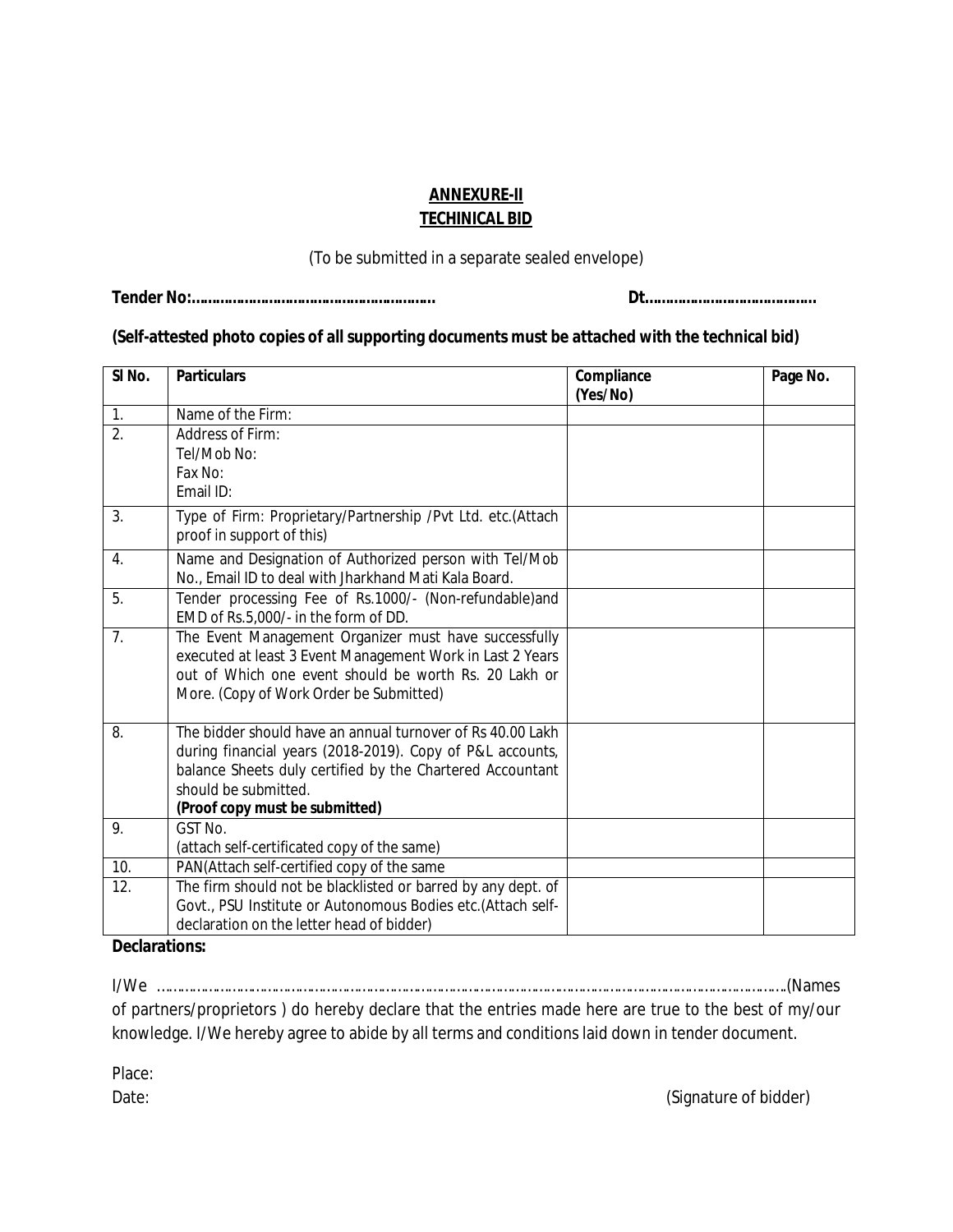**ANNEXURE-II**
**TECHINICAL BID**

(To be submitted in a separate sealed envelope)

**Tender No:………………………………………………….** **Dt………………………………….**

**(Self-attested photo copies of all supporting documents must be attached with the technical bid)**

| **Sl No.** | **Particulars** | **Compliance (Yes/No)** | **Page No.** |
|---|---|---|---|
| 1. | Name of the Firm: | | |
| 2. | Address of Firm:<br>Tel/Mob No:<br>Fax No:<br>Email ID: | | |
| 3. | Type of Firm: Proprietary/Partnership /Pvt Ltd. etc.(Attach proof in support of this) | | |
| 4. | Name and Designation of Authorized person with Tel/Mob No., Email ID to deal with Jharkhand Mati Kala Board. | | |
| 5. | Tender processing Fee of Rs.1000/- (Non-refundable)and EMD of Rs.5,000/- in the form of DD. | | |
| 7. | The Event Management Organizer must have successfully executed at least 3 Event Management Work in Last 2 Years out of Which one event should be worth Rs. 20 Lakh or More. (Copy of Work Order be Submitted) | | |
| 8. | The bidder should have an annual turnover of Rs 40.00 Lakh during financial years (2018-2019). Copy of P&L accounts, balance Sheets duly certified by the Chartered Accountant should be submitted.<br>**(Proof copy must be submitted)** | | |
| 9. | GST No.<br>(attach self-certificated copy of the same) | | |
| 10. | PAN(Attach self-certified copy of the same | | |
| 12. | The firm should not be blacklisted or barred by any dept. of Govt., PSU Institute or Autonomous Bodies etc.(Attach self-declaration on the letter head of bidder) | | |

**Declarations:**

I/We ……………………………………………………………………………………………………………………………(Names of partners/proprietors ) do hereby declare that the entries made here are true to the best of my/our knowledge. I/We hereby agree to abide by all terms and conditions laid down in tender document.

Place:

Date: (Signature of bidder)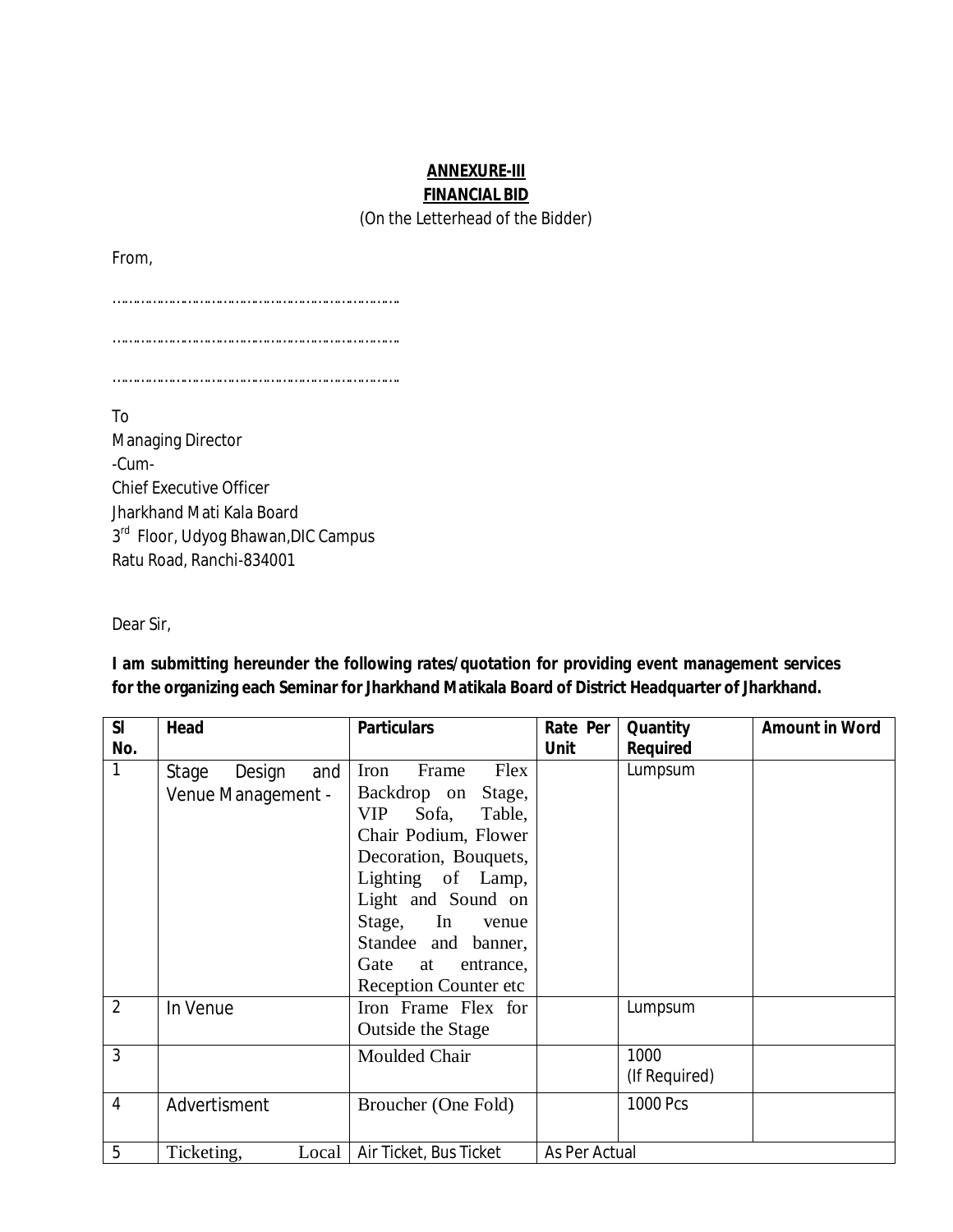**ANNEXURE-III**

**FINANCIAL BID**

(On the Letterhead of the Bidder)

From,

……………………………………………………………

……………………………………………………………

……………………………………………………………

To
Managing Director
-Cum-
Chief Executive Officer
Jharkhand Mati Kala Board
3rd Floor, Udyog Bhawan,DIC Campus
Ratu Road, Ranchi-834001

Dear Sir,

**I am submitting hereunder the following rates/quotation for providing event management services for the organizing each Seminar for Jharkhand Matikala Board of District Headquarter of Jharkhand.**

| Sl No. | Head | Particulars | Rate Per Unit | Quantity Required | Amount in Word |
|---|---|---|---|---|---|
| 1 | Stage Design and Venue Management - | Iron Frame Flex Backdrop on Stage, VIP Sofa, Table, Chair Podium, Flower Decoration, Bouquets, Lighting of Lamp, Light and Sound on Stage, In venue Standee and banner, Gate at entrance, Reception Counter etc | | Lumpsum | |
| 2 | In Venue | Iron Frame Flex for Outside the Stage | | Lumpsum | |
| 3 | | Moulded Chair | | 1000 (If Required) | |
| 4 | Advertisment | Broucher (One Fold) | | 1000 Pcs | |
| 5 | Ticketing, Local | Air Ticket, Bus Ticket | As Per Actual | | |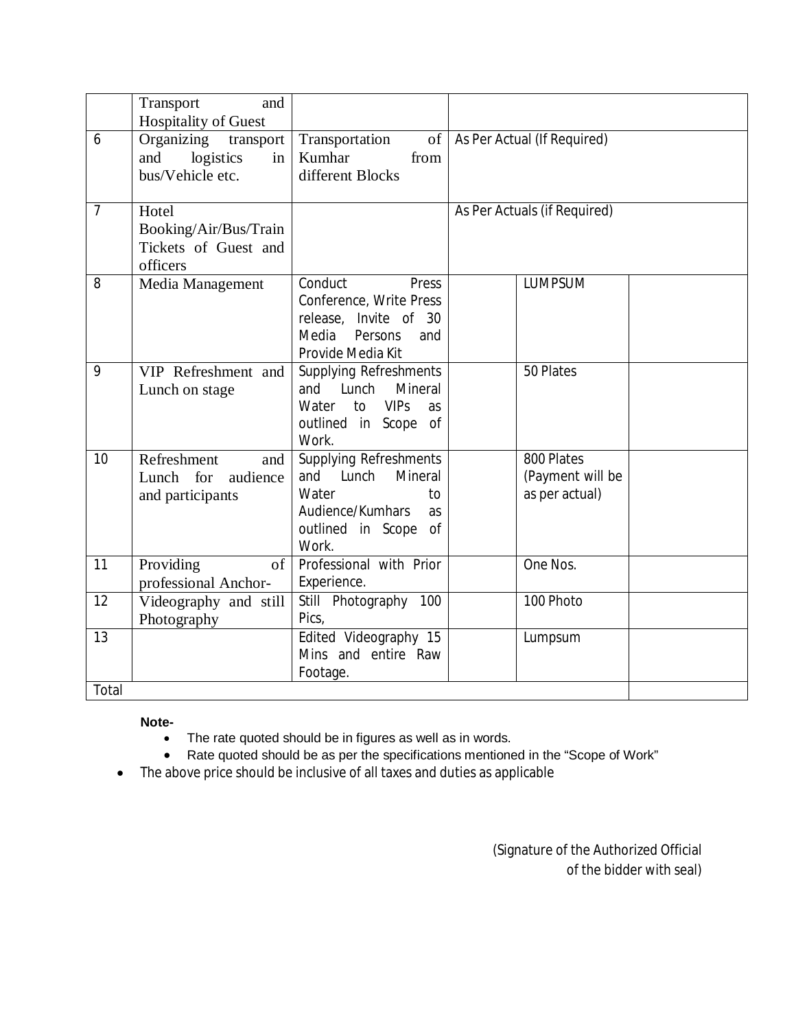| | | | | | |
|---|---|---|---|---|---|
| | Transport and Hospitality of Guest | | | | |
| 6 | Organizing transport and logistics in bus/Vehicle etc. | Transportation of Kumhar from different Blocks | As Per Actual (If Required) | | |
| 7 | Hotel Booking/Air/Bus/Train Tickets of Guest and officers | | As Per Actuals (if Required) | | |
| 8 | Media Management | Conduct Press Conference, Write Press release, Invite of 30 Media Persons and Provide Media Kit | | LUMPSUM | |
| 9 | VIP Refreshment and Lunch on stage | Supplying Refreshments and Lunch Mineral Water to VIPs as outlined in Scope of Work. | | 50 Plates | |
| 10 | Refreshment and Lunch for audience and participants | Supplying Refreshments and Lunch Mineral Water to Audience/Kumhars as outlined in Scope of Work. | | 800 Plates (Payment will be as per actual) | |
| 11 | Providing of professional Anchor- | Professional with Prior Experience. | | One Nos. | |
| 12 | Videography and still Photography | Still Photography 100 Pics, | | 100 Photo | |
| 13 | | Edited Videography 15 Mins and entire Raw Footage. | | Lumpsum | |
| Total | | | | | |

**Note-**

- The rate quoted should be in figures as well as in words.
- Rate quoted should be as per the specifications mentioned in the "Scope of Work"
- The above price should be inclusive of all taxes and duties as applicable

(Signature of the Authorized Official of the bidder with seal)